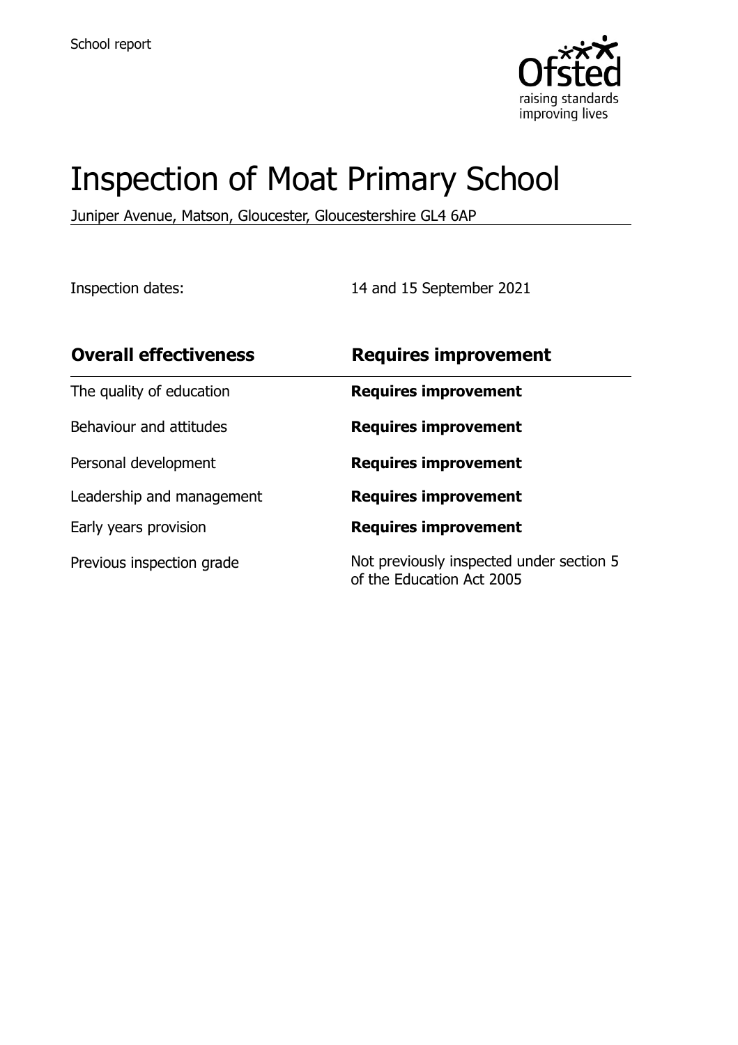School report

# Inspection of Moat Primary School

Juniper Avenue, Matson, Gloucester, Gloucestershire GL4 6AP

Inspection dates: 14 and 15 September 2021

| **Overall effectiveness** | **Requires improvement** |
| --- | --- |
| The quality of education | **Requires improvement** |
| Behaviour and attitudes | **Requires improvement** |
| Personal development | **Requires improvement** |
| Leadership and management | **Requires improvement** |
| Early years provision | **Requires improvement** |
| Previous inspection grade | Not previously inspected under section 5 of the Education Act 2005 |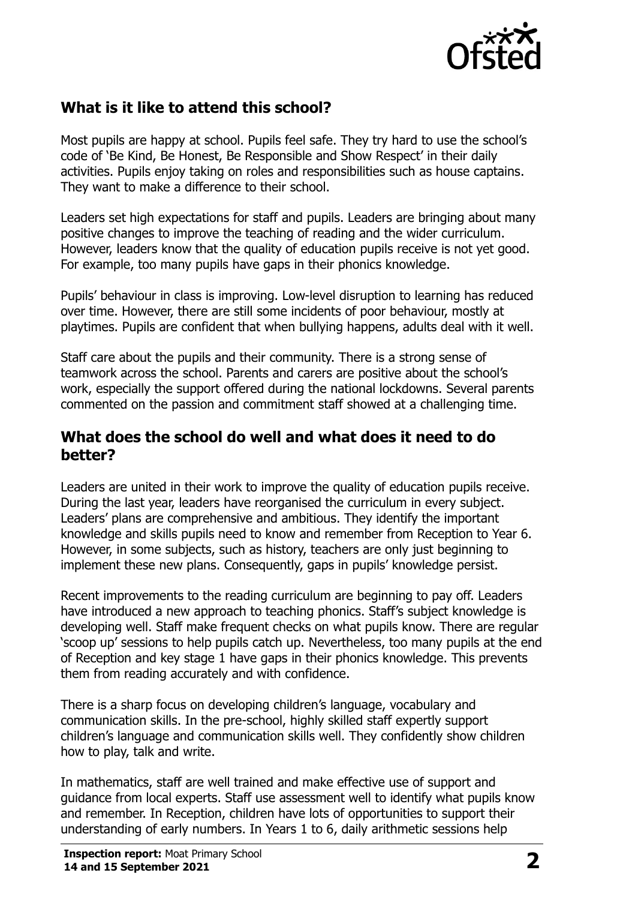## What is it like to attend this school?

Most pupils are happy at school. Pupils feel safe. They try hard to use the school's code of 'Be Kind, Be Honest, Be Responsible and Show Respect' in their daily activities. Pupils enjoy taking on roles and responsibilities such as house captains. They want to make a difference to their school.

Leaders set high expectations for staff and pupils. Leaders are bringing about many positive changes to improve the teaching of reading and the wider curriculum. However, leaders know that the quality of education pupils receive is not yet good. For example, too many pupils have gaps in their phonics knowledge.

Pupils' behaviour in class is improving. Low-level disruption to learning has reduced over time. However, there are still some incidents of poor behaviour, mostly at playtimes. Pupils are confident that when bullying happens, adults deal with it well.

Staff care about the pupils and their community. There is a strong sense of teamwork across the school. Parents and carers are positive about the school's work, especially the support offered during the national lockdowns. Several parents commented on the passion and commitment staff showed at a challenging time.

## What does the school do well and what does it need to do better?

Leaders are united in their work to improve the quality of education pupils receive. During the last year, leaders have reorganised the curriculum in every subject. Leaders' plans are comprehensive and ambitious. They identify the important knowledge and skills pupils need to know and remember from Reception to Year 6. However, in some subjects, such as history, teachers are only just beginning to implement these new plans. Consequently, gaps in pupils' knowledge persist.

Recent improvements to the reading curriculum are beginning to pay off. Leaders have introduced a new approach to teaching phonics. Staff's subject knowledge is developing well. Staff make frequent checks on what pupils know. There are regular 'scoop up' sessions to help pupils catch up. Nevertheless, too many pupils at the end of Reception and key stage 1 have gaps in their phonics knowledge. This prevents them from reading accurately and with confidence.

There is a sharp focus on developing children's language, vocabulary and communication skills. In the pre-school, highly skilled staff expertly support children's language and communication skills well. They confidently show children how to play, talk and write.

In mathematics, staff are well trained and make effective use of support and guidance from local experts. Staff use assessment well to identify what pupils know and remember. In Reception, children have lots of opportunities to support their understanding of early numbers. In Years 1 to 6, daily arithmetic sessions help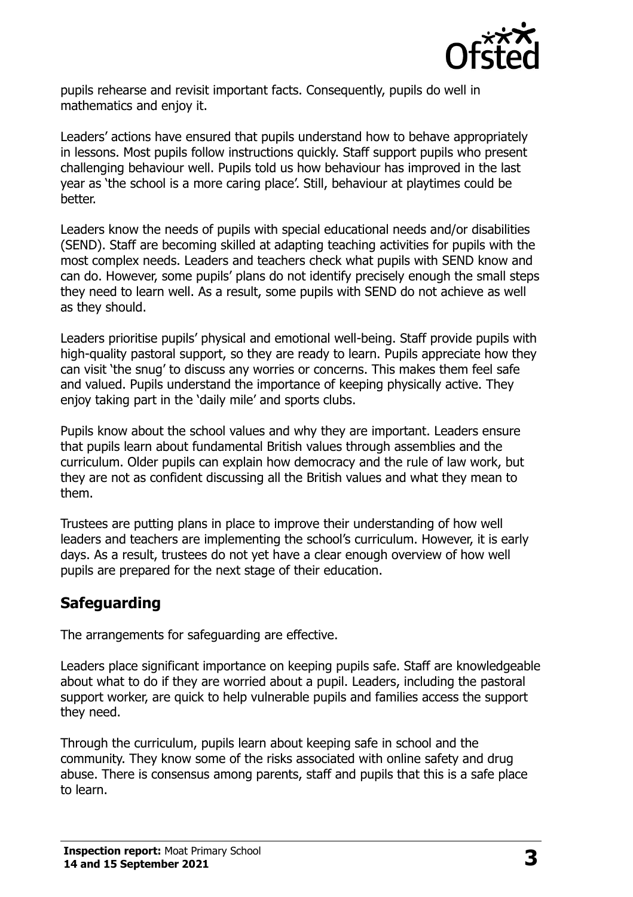pupils rehearse and revisit important facts. Consequently, pupils do well in mathematics and enjoy it.

Leaders' actions have ensured that pupils understand how to behave appropriately in lessons. Most pupils follow instructions quickly. Staff support pupils who present challenging behaviour well. Pupils told us how behaviour has improved in the last year as 'the school is a more caring place'. Still, behaviour at playtimes could be better.

Leaders know the needs of pupils with special educational needs and/or disabilities (SEND). Staff are becoming skilled at adapting teaching activities for pupils with the most complex needs. Leaders and teachers check what pupils with SEND know and can do. However, some pupils' plans do not identify precisely enough the small steps they need to learn well. As a result, some pupils with SEND do not achieve as well as they should.

Leaders prioritise pupils' physical and emotional well-being. Staff provide pupils with high-quality pastoral support, so they are ready to learn. Pupils appreciate how they can visit 'the snug' to discuss any worries or concerns. This makes them feel safe and valued. Pupils understand the importance of keeping physically active. They enjoy taking part in the 'daily mile' and sports clubs.

Pupils know about the school values and why they are important. Leaders ensure that pupils learn about fundamental British values through assemblies and the curriculum. Older pupils can explain how democracy and the rule of law work, but they are not as confident discussing all the British values and what they mean to them.

Trustees are putting plans in place to improve their understanding of how well leaders and teachers are implementing the school's curriculum. However, it is early days. As a result, trustees do not yet have a clear enough overview of how well pupils are prepared for the next stage of their education.

## Safeguarding

The arrangements for safeguarding are effective.

Leaders place significant importance on keeping pupils safe. Staff are knowledgeable about what to do if they are worried about a pupil. Leaders, including the pastoral support worker, are quick to help vulnerable pupils and families access the support they need.

Through the curriculum, pupils learn about keeping safe in school and the community. They know some of the risks associated with online safety and drug abuse. There is consensus among parents, staff and pupils that this is a safe place to learn.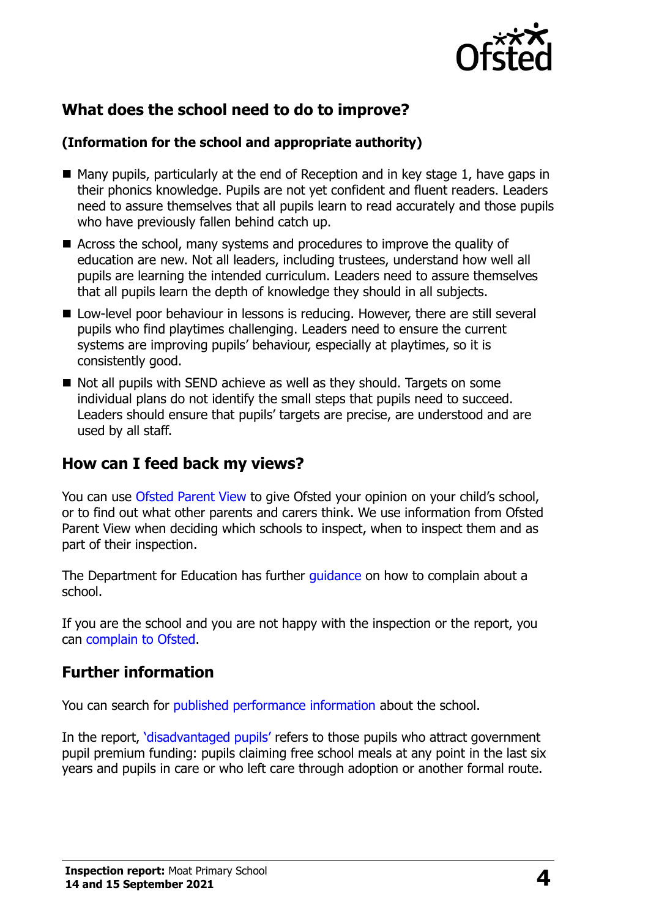## What does the school need to do to improve?

**(Information for the school and appropriate authority)**

- Many pupils, particularly at the end of Reception and in key stage 1, have gaps in their phonics knowledge. Pupils are not yet confident and fluent readers. Leaders need to assure themselves that all pupils learn to read accurately and those pupils who have previously fallen behind catch up.
- Across the school, many systems and procedures to improve the quality of education are new. Not all leaders, including trustees, understand how well all pupils are learning the intended curriculum. Leaders need to assure themselves that all pupils learn the depth of knowledge they should in all subjects.
- Low-level poor behaviour in lessons is reducing. However, there are still several pupils who find playtimes challenging. Leaders need to ensure the current systems are improving pupils' behaviour, especially at playtimes, so it is consistently good.
- Not all pupils with SEND achieve as well as they should. Targets on some individual plans do not identify the small steps that pupils need to succeed. Leaders should ensure that pupils' targets are precise, are understood and are used by all staff.

## How can I feed back my views?

You can use Ofsted Parent View to give Ofsted your opinion on your child's school, or to find out what other parents and carers think. We use information from Ofsted Parent View when deciding which schools to inspect, when to inspect them and as part of their inspection.

The Department for Education has further guidance on how to complain about a school.

If you are the school and you are not happy with the inspection or the report, you can complain to Ofsted.

## Further information

You can search for published performance information about the school.

In the report, 'disadvantaged pupils' refers to those pupils who attract government pupil premium funding: pupils claiming free school meals at any point in the last six years and pupils in care or who left care through adoption or another formal route.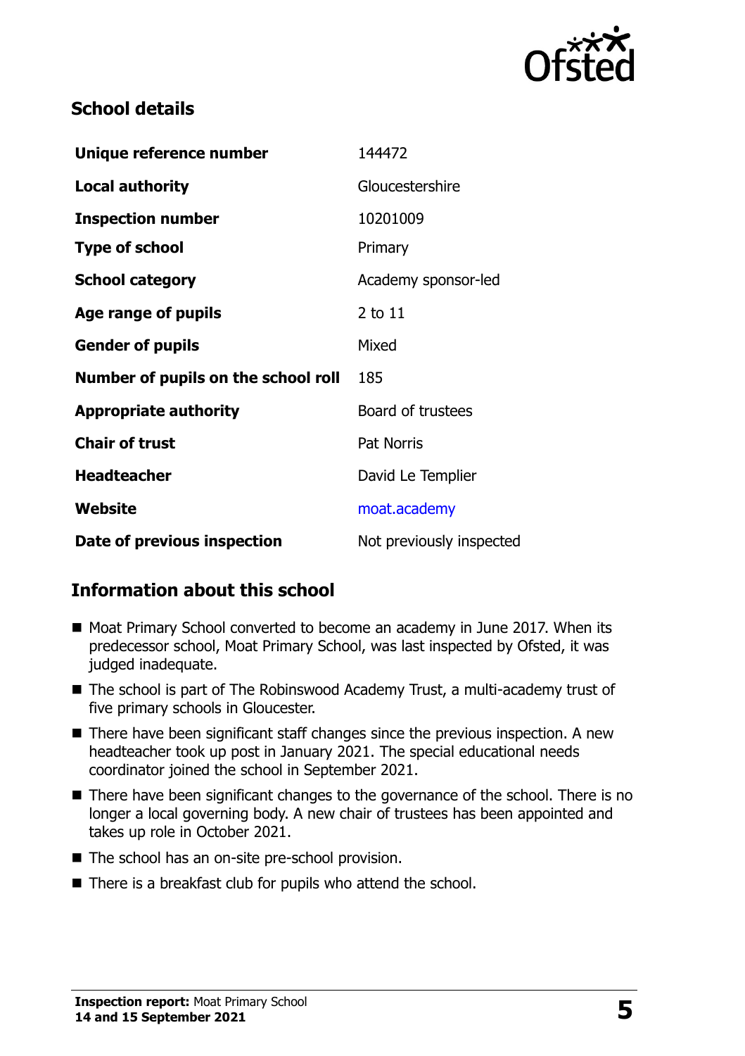## School details

| | |
|---|---|
| **Unique reference number** | 144472 |
| **Local authority** | Gloucestershire |
| **Inspection number** | 10201009 |
| **Type of school** | Primary |
| **School category** | Academy sponsor-led |
| **Age range of pupils** | 2 to 11 |
| **Gender of pupils** | Mixed |
| **Number of pupils on the school roll** | 185 |
| **Appropriate authority** | Board of trustees |
| **Chair of trust** | Pat Norris |
| **Headteacher** | David Le Templier |
| **Website** | moat.academy |
| **Date of previous inspection** | Not previously inspected |

## Information about this school

- Moat Primary School converted to become an academy in June 2017. When its predecessor school, Moat Primary School, was last inspected by Ofsted, it was judged inadequate.
- The school is part of The Robinswood Academy Trust, a multi-academy trust of five primary schools in Gloucester.
- There have been significant staff changes since the previous inspection. A new headteacher took up post in January 2021. The special educational needs coordinator joined the school in September 2021.
- There have been significant changes to the governance of the school. There is no longer a local governing body. A new chair of trustees has been appointed and takes up role in October 2021.
- The school has an on-site pre-school provision.
- There is a breakfast club for pupils who attend the school.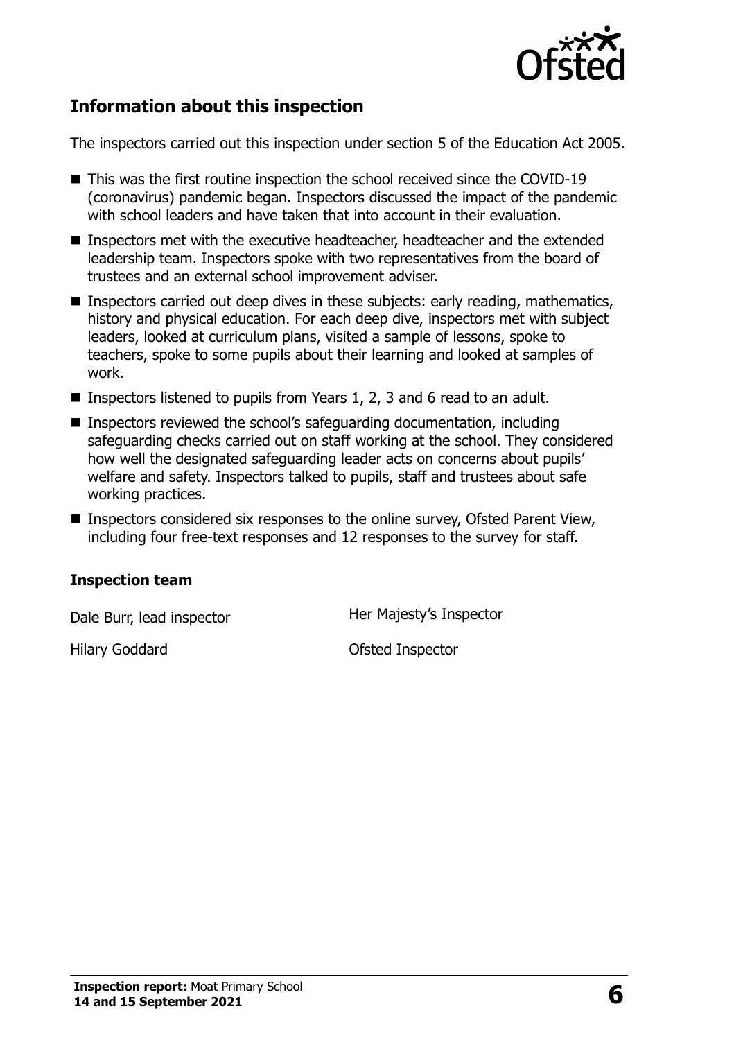## Information about this inspection

The inspectors carried out this inspection under section 5 of the Education Act 2005.

- This was the first routine inspection the school received since the COVID-19 (coronavirus) pandemic began. Inspectors discussed the impact of the pandemic with school leaders and have taken that into account in their evaluation.
- Inspectors met with the executive headteacher, headteacher and the extended leadership team. Inspectors spoke with two representatives from the board of trustees and an external school improvement adviser.
- Inspectors carried out deep dives in these subjects: early reading, mathematics, history and physical education. For each deep dive, inspectors met with subject leaders, looked at curriculum plans, visited a sample of lessons, spoke to teachers, spoke to some pupils about their learning and looked at samples of work.
- Inspectors listened to pupils from Years 1, 2, 3 and 6 read to an adult.
- Inspectors reviewed the school's safeguarding documentation, including safeguarding checks carried out on staff working at the school. They considered how well the designated safeguarding leader acts on concerns about pupils' welfare and safety. Inspectors talked to pupils, staff and trustees about safe working practices.
- Inspectors considered six responses to the online survey, Ofsted Parent View, including four free-text responses and 12 responses to the survey for staff.

### Inspection team

| | |
|---|---|
| Dale Burr, lead inspector | Her Majesty's Inspector |
| Hilary Goddard | Ofsted Inspector |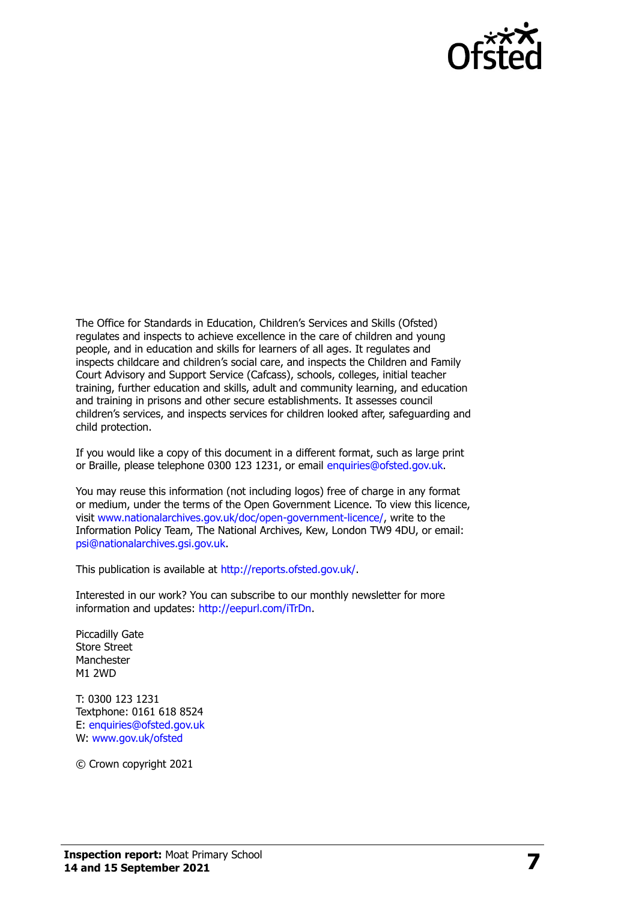The Office for Standards in Education, Children's Services and Skills (Ofsted) regulates and inspects to achieve excellence in the care of children and young people, and in education and skills for learners of all ages. It regulates and inspects childcare and children's social care, and inspects the Children and Family Court Advisory and Support Service (Cafcass), schools, colleges, initial teacher training, further education and skills, adult and community learning, and education and training in prisons and other secure establishments. It assesses council children's services, and inspects services for children looked after, safeguarding and child protection.

If you would like a copy of this document in a different format, such as large print or Braille, please telephone 0300 123 1231, or email enquiries@ofsted.gov.uk.

You may reuse this information (not including logos) free of charge in any format or medium, under the terms of the Open Government Licence. To view this licence, visit www.nationalarchives.gov.uk/doc/open-government-licence/, write to the Information Policy Team, The National Archives, Kew, London TW9 4DU, or email: psi@nationalarchives.gsi.gov.uk.

This publication is available at http://reports.ofsted.gov.uk/.

Interested in our work? You can subscribe to our monthly newsletter for more information and updates: http://eepurl.com/iTrDn.

Piccadilly Gate
Store Street
Manchester
M1 2WD

T: 0300 123 1231
Textphone: 0161 618 8524
E: enquiries@ofsted.gov.uk
W: www.gov.uk/ofsted

© Crown copyright 2021